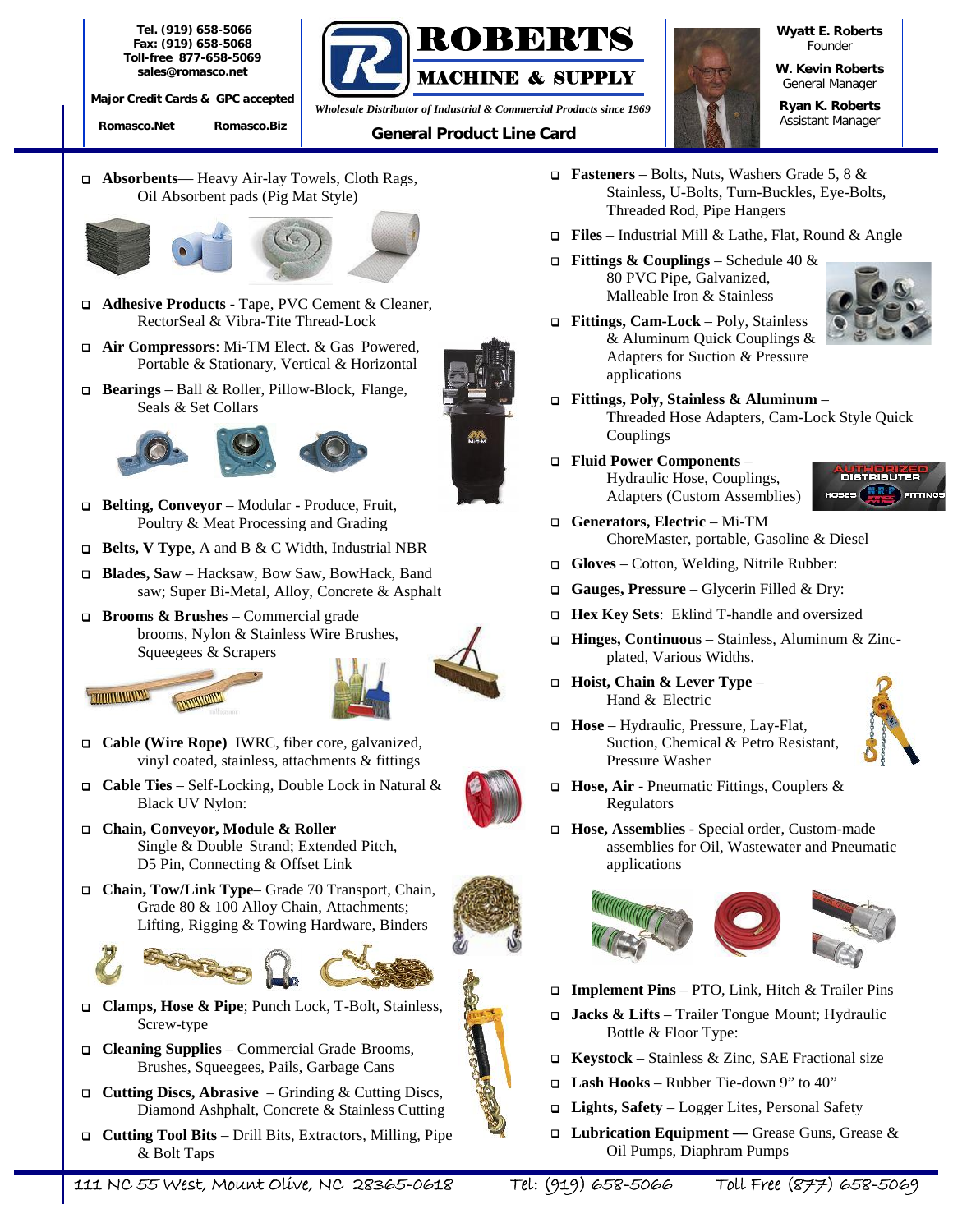Tel. (919) 658-5066
Fax: (919) 658-5068
Toll-free 877-658-5069
sales@romasco.net

Major Credit Cards & GPC accepted

Romasco.Net Romasco.Biz

# ROBERTS MACHINE & SUPPLY

*Wholesale Distributor of Industrial & Commercial Products since 1969*

## General Product Line Card

**Wyatt E. Roberts**
Founder

**W. Kevin Roberts**
General Manager

**Ryan K. Roberts**
Assistant Manager

- **Absorbents**— Heavy Air-lay Towels, Cloth Rags, Oil Absorbent pads (Pig Mat Style)
- **Adhesive Products** - Tape, PVC Cement & Cleaner, RectorSeal & Vibra-Tite Thread-Lock
- **Air Compressors**: Mi-TM Elect. & Gas Powered, Portable & Stationary, Vertical & Horizontal
- **Bearings** – Ball & Roller, Pillow-Block, Flange, Seals & Set Collars
- **Belting, Conveyor** – Modular - Produce, Fruit, Poultry & Meat Processing and Grading
- **Belts, V Type**, A and B & C Width, Industrial NBR
- **Blades, Saw** – Hacksaw, Bow Saw, BowHack, Band saw; Super Bi-Metal, Alloy, Concrete & Asphalt
- **Brooms & Brushes** – Commercial grade brooms, Nylon & Stainless Wire Brushes, Squeegees & Scrapers
- **Cable (Wire Rope)** IWRC, fiber core, galvanized, vinyl coated, stainless, attachments & fittings
- **Cable Ties** – Self-Locking, Double Lock in Natural & Black UV Nylon:
- **Chain, Conveyor, Module & Roller** Single & Double Strand; Extended Pitch, D5 Pin, Connecting & Offset Link
- **Chain, Tow/Link Type**– Grade 70 Transport, Chain, Grade 80 & 100 Alloy Chain, Attachments; Lifting, Rigging & Towing Hardware, Binders
- **Clamps, Hose & Pipe**; Punch Lock, T-Bolt, Stainless, Screw-type
- **Cleaning Supplies** – Commercial Grade Brooms, Brushes, Squeegees, Pails, Garbage Cans
- **Cutting Discs, Abrasive** – Grinding & Cutting Discs, Diamond Ashphalt, Concrete & Stainless Cutting
- **Cutting Tool Bits** – Drill Bits, Extractors, Milling, Pipe & Bolt Taps
- **Fasteners** – Bolts, Nuts, Washers Grade 5, 8 & Stainless, U-Bolts, Turn-Buckles, Eye-Bolts, Threaded Rod, Pipe Hangers
- **Files** – Industrial Mill & Lathe, Flat, Round & Angle
- **Fittings & Couplings** – Schedule 40 & 80 PVC Pipe, Galvanized, Malleable Iron & Stainless
- **Fittings, Cam-Lock** – Poly, Stainless & Aluminum Quick Couplings & Adapters for Suction & Pressure applications
- **Fittings, Poly, Stainless & Aluminum** – Threaded Hose Adapters, Cam-Lock Style Quick Couplings
- **Fluid Power Components** – Hydraulic Hose, Couplings, Adapters (Custom Assemblies)
- **Generators, Electric** – Mi-TM ChoreMaster, portable, Gasoline & Diesel
- **Gloves** – Cotton, Welding, Nitrile Rubber:
- **Gauges, Pressure** – Glycerin Filled & Dry:
- **Hex Key Sets**: Eklind T-handle and oversized
- **Hinges, Continuous** – Stainless, Aluminum & Zinc-plated, Various Widths.
- **Hoist, Chain & Lever Type** – Hand & Electric
- **Hose** – Hydraulic, Pressure, Lay-Flat, Suction, Chemical & Petro Resistant, Pressure Washer
- **Hose, Air** - Pneumatic Fittings, Couplers & Regulators
- **Hose, Assemblies** - Special order, Custom-made assemblies for Oil, Wastewater and Pneumatic applications
- **Implement Pins** – PTO, Link, Hitch & Trailer Pins
- **Jacks & Lifts** – Trailer Tongue Mount; Hydraulic Bottle & Floor Type:
- **Keystock** – Stainless & Zinc, SAE Fractional size
- **Lash Hooks** – Rubber Tie-down 9" to 40"
- **Lights, Safety** – Logger Lites, Personal Safety
- **Lubrication Equipment —** Grease Guns, Grease & Oil Pumps, Diaphram Pumps

111 NC 55 West, Mount Olive, NC 28365-0618 Tel: (919) 658-5066 Toll Free (877) 658-5069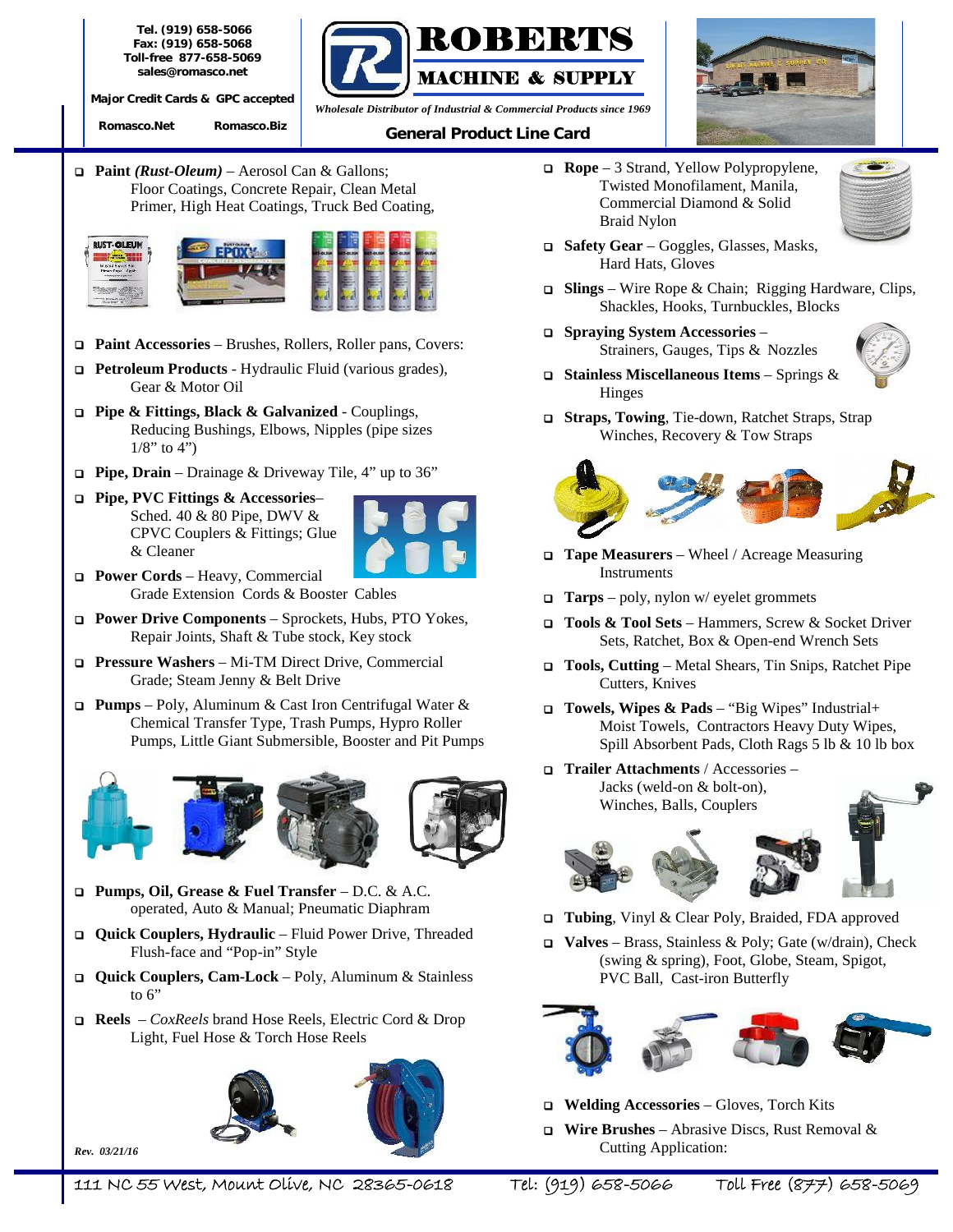Tel. (919) 658-5066
Fax: (919) 658-5068
Toll-free 877-658-5069
sales@romasco.net

Major Credit Cards & GPC accepted

Romasco.Net    Romasco.Biz

# ROBERTS MACHINE & SUPPLY

*Wholesale Distributor of Industrial & Commercial Products since 1969*

## General Product Line Card

- **Paint *(Rust-Oleum)*** – Aerosol Can & Gallons; Floor Coatings, Concrete Repair, Clean Metal Primer, High Heat Coatings, Truck Bed Coating,
- **Paint Accessories** – Brushes, Rollers, Roller pans, Covers:
- **Petroleum Products** - Hydraulic Fluid (various grades), Gear & Motor Oil
- **Pipe & Fittings, Black & Galvanized** - Couplings, Reducing Bushings, Elbows, Nipples (pipe sizes 1/8" to 4")
- **Pipe, Drain** – Drainage & Driveway Tile, 4" up to 36"
- **Pipe, PVC Fittings & Accessories**– Sched. 40 & 80 Pipe, DWV & CPVC Couplers & Fittings; Glue & Cleaner
- **Power Cords** – Heavy, Commercial Grade Extension Cords & Booster Cables
- **Power Drive Components** – Sprockets, Hubs, PTO Yokes, Repair Joints, Shaft & Tube stock, Key stock
- **Pressure Washers** – Mi-TM Direct Drive, Commercial Grade; Steam Jenny & Belt Drive
- **Pumps** – Poly, Aluminum & Cast Iron Centrifugal Water & Chemical Transfer Type, Trash Pumps, Hypro Roller Pumps, Little Giant Submersible, Booster and Pit Pumps
- **Pumps, Oil, Grease & Fuel Transfer** – D.C. & A.C. operated, Auto & Manual; Pneumatic Diaphram
- **Quick Couplers, Hydraulic** – Fluid Power Drive, Threaded Flush-face and "Pop-in" Style
- **Quick Couplers, Cam-Lock** – Poly, Aluminum & Stainless to 6"
- **Reels** – *CoxReels* brand Hose Reels, Electric Cord & Drop Light, Fuel Hose & Torch Hose Reels
- **Rope** – 3 Strand, Yellow Polypropylene, Twisted Monofilament, Manila, Commercial Diamond & Solid Braid Nylon
- **Safety Gear** – Goggles, Glasses, Masks, Hard Hats, Gloves
- **Slings** – Wire Rope & Chain; Rigging Hardware, Clips, Shackles, Hooks, Turnbuckles, Blocks
- **Spraying System Accessories** – Strainers, Gauges, Tips & Nozzles
- **Stainless Miscellaneous Items** – Springs & Hinges
- **Straps, Towing**, Tie-down, Ratchet Straps, Strap Winches, Recovery & Tow Straps
- **Tape Measurers** – Wheel / Acreage Measuring Instruments
- **Tarps** – poly, nylon w/ eyelet grommets
- **Tools & Tool Sets** – Hammers, Screw & Socket Driver Sets, Ratchet, Box & Open-end Wrench Sets
- **Tools, Cutting** – Metal Shears, Tin Snips, Ratchet Pipe Cutters, Knives
- **Towels, Wipes & Pads** – "Big Wipes" Industrial+ Moist Towels, Contractors Heavy Duty Wipes, Spill Absorbent Pads, Cloth Rags 5 lb & 10 lb box
- **Trailer Attachments** / Accessories – Jacks (weld-on & bolt-on), Winches, Balls, Couplers
- **Tubing**, Vinyl & Clear Poly, Braided, FDA approved
- **Valves** – Brass, Stainless & Poly; Gate (w/drain), Check (swing & spring), Foot, Globe, Steam, Spigot, PVC Ball, Cast-iron Butterfly
- **Welding Accessories** – Gloves, Torch Kits
- **Wire Brushes** – Abrasive Discs, Rust Removal & Cutting Application:

*Rev. 03/21/16*

111 NC 55 West, Mount Olive, NC 28365-0618    Tel: (919) 658-5066    Toll Free (877) 658-5069